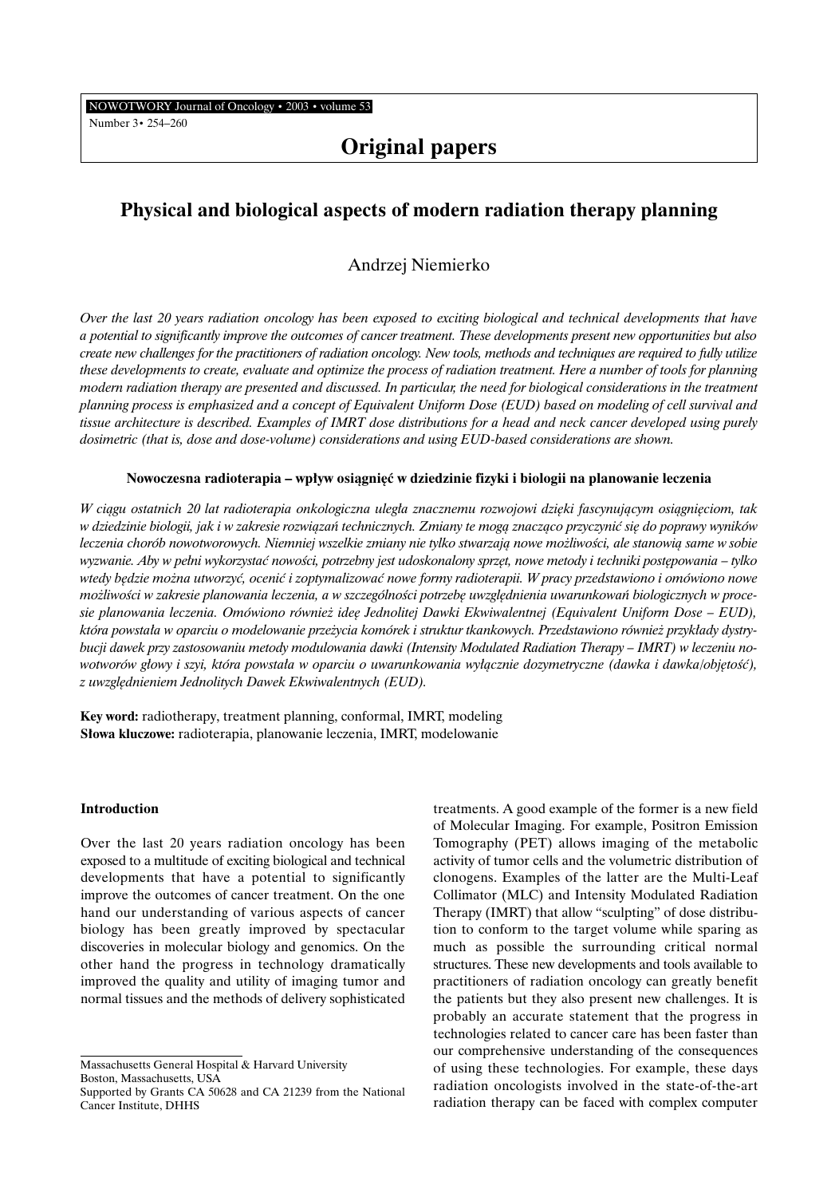## Original papers

# Physical and biological aspects of modern radiation therapy planning

Andrzej Niemierko

*Over the last 20 years radiation oncology has been exposed to exciting biological and technical developments that have a potential to significantly improve the outcomes of cancer treatment. These developments present new opportunities but also create new challenges for the practitioners of radiation oncology. New tools, methods and techniques are required to fully utilize these developments to create, evaluate and optimize the process of radiation treatment. Here a number of tools for planning modern radiation therapy are presented and discussed. In particular, the need for biological considerations in the treatment planning process is emphasized and a concept of Equivalent Uniform Dose (EUD) based on modeling of cell survival and tissue architecture is described. Examples of IMRT dose distributions for a head and neck cancer developed using purely dosimetric (that is, dose and dose-volume) considerations and using EUD-based considerations are shown.*

#### Nowoczesna radioterapia – wpływ osiągnięć w dziedzinie fizyki i biologii na planowanie leczenia

*W ciągu ostatnich 20 lat radioterapia onkologiczna uległa znacznemu rozwojowi dzięki fascynującym osiągnięciom, tak w dziedzinie biologii, jak i w zakresie rozwiązań technicznych. Zmiany te mogą znacząco przyczynić się do poprawy wyników leczenia chorób nowotworowych. Niemniej wszelkie zmiany nie tylko stwarzają nowe możliwości, ale stanowią same w sobie wyzwanie. Aby w pełni wykorzystać nowości, potrzebny jest udoskonalony sprzęt, nowe metody i techniki postępowania – tylko wtedy będzie można utworzyć, ocenić i zoptymalizować nowe formy radioterapii. W pracy przedstawiono i omówiono nowe możliwości w zakresie planowania leczenia, a w szczególności potrzebę uwzględnienia uwarunkowań biologicznych w procesie planowania leczenia. Omówiono również ideę Jednolitej Dawki Ekwiwalentnej (Equivalent Uniform Dose – EUD), która powstała w oparciu o modelowanie przeżycia komórek i struktur tkankowych. Przedstawiono również przykłady dystrybucji dawek przy zastosowaniu metody modulowania dawki (Intensity Modulated Radiation Therapy – IMRT) w leczeniu nowotworów głowy i szyi, która powstała w oparciu o uwarunkowania wyłącznie dozymetryczne (dawka i dawka/objętość), z uwzględnieniem Jednolitych Dawek Ekwiwalentnych (EUD).*

**Key word:** radiotherapy, treatment planning, conformal, IMRT, modeling
**Słowa kluczowe:** radioterapia, planowanie leczenia, IMRT, modelowanie

### Introduction

Over the last 20 years radiation oncology has been exposed to a multitude of exciting biological and technical developments that have a potential to significantly improve the outcomes of cancer treatment. On the one hand our understanding of various aspects of cancer biology has been greatly improved by spectacular discoveries in molecular biology and genomics. On the other hand the progress in technology dramatically improved the quality and utility of imaging tumor and normal tissues and the methods of delivery sophisticated treatments. A good example of the former is a new field of Molecular Imaging. For example, Positron Emission Tomography (PET) allows imaging of the metabolic activity of tumor cells and the volumetric distribution of clonogens. Examples of the latter are the Multi-Leaf Collimator (MLC) and Intensity Modulated Radiation Therapy (IMRT) that allow "sculpting" of dose distribution to conform to the target volume while sparing as much as possible the surrounding critical normal structures. These new developments and tools available to practitioners of radiation oncology can greatly benefit the patients but they also present new challenges. It is probably an accurate statement that the progress in technologies related to cancer care has been faster than our comprehensive understanding of the consequences of using these technologies. For example, these days radiation oncologists involved in the state-of-the-art radiation therapy can be faced with complex computer

---

Massachusetts General Hospital & Harvard University
Boston, Massachusetts, USA
Supported by Grants CA 50628 and CA 21239 from the National Cancer Institute, DHHS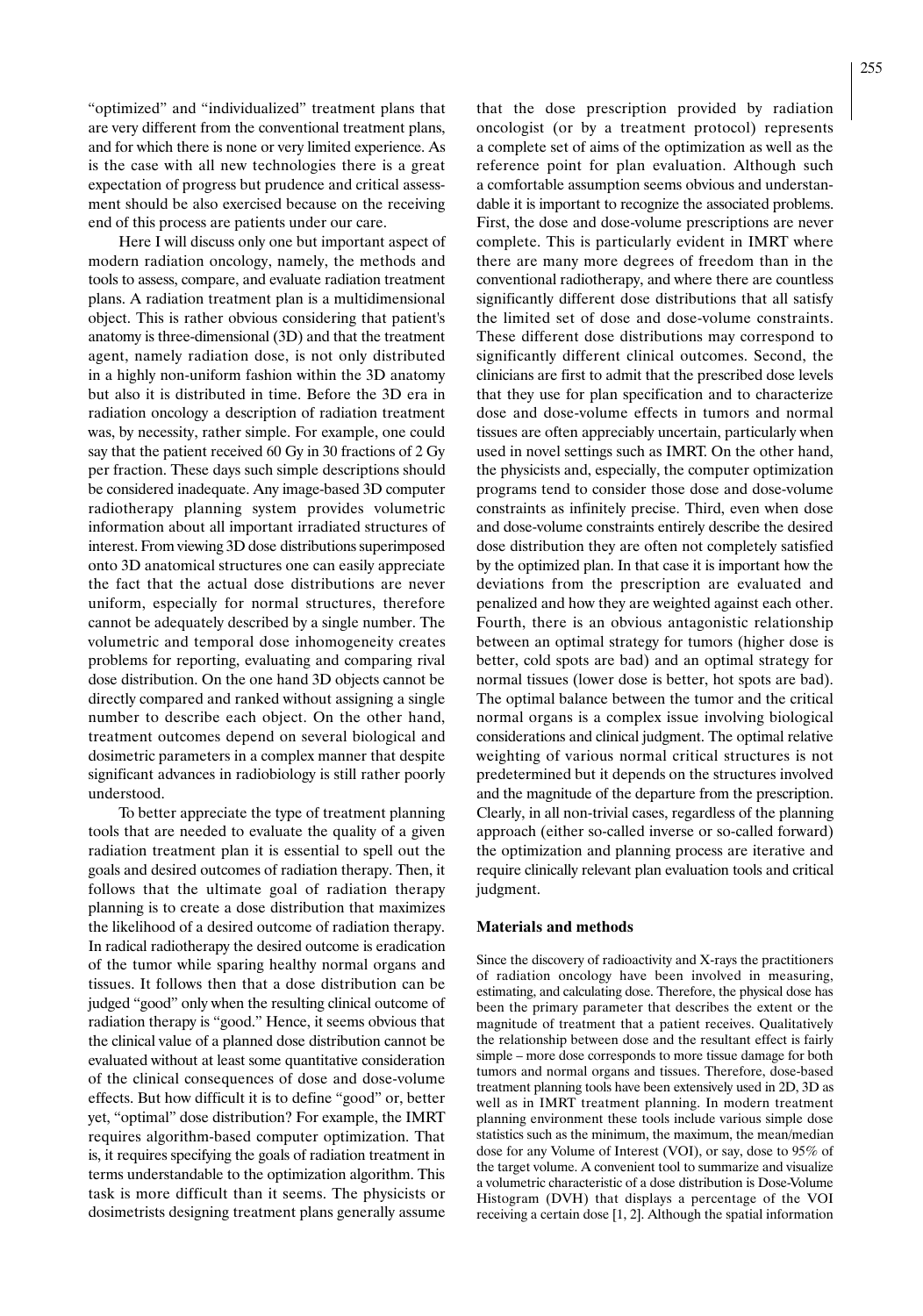"optimized" and "individualized" treatment plans that are very different from the conventional treatment plans, and for which there is none or very limited experience. As is the case with all new technologies there is a great expectation of progress but prudence and critical assessment should be also exercised because on the receiving end of this process are patients under our care.

Here I will discuss only one but important aspect of modern radiation oncology, namely, the methods and tools to assess, compare, and evaluate radiation treatment plans. A radiation treatment plan is a multidimensional object. This is rather obvious considering that patient's anatomy is three-dimensional (3D) and that the treatment agent, namely radiation dose, is not only distributed in a highly non-uniform fashion within the 3D anatomy but also it is distributed in time. Before the 3D era in radiation oncology a description of radiation treatment was, by necessity, rather simple. For example, one could say that the patient received 60 Gy in 30 fractions of 2 Gy per fraction. These days such simple descriptions should be considered inadequate. Any image-based 3D computer radiotherapy planning system provides volumetric information about all important irradiated structures of interest. From viewing 3D dose distributions superimposed onto 3D anatomical structures one can easily appreciate the fact that the actual dose distributions are never uniform, especially for normal structures, therefore cannot be adequately described by a single number. The volumetric and temporal dose inhomogeneity creates problems for reporting, evaluating and comparing rival dose distribution. On the one hand 3D objects cannot be directly compared and ranked without assigning a single number to describe each object. On the other hand, treatment outcomes depend on several biological and dosimetric parameters in a complex manner that despite significant advances in radiobiology is still rather poorly understood.

To better appreciate the type of treatment planning tools that are needed to evaluate the quality of a given radiation treatment plan it is essential to spell out the goals and desired outcomes of radiation therapy. Then, it follows that the ultimate goal of radiation therapy planning is to create a dose distribution that maximizes the likelihood of a desired outcome of radiation therapy. In radical radiotherapy the desired outcome is eradication of the tumor while sparing healthy normal organs and tissues. It follows then that a dose distribution can be judged "good" only when the resulting clinical outcome of radiation therapy is "good." Hence, it seems obvious that the clinical value of a planned dose distribution cannot be evaluated without at least some quantitative consideration of the clinical consequences of dose and dose-volume effects. But how difficult it is to define "good" or, better yet, "optimal" dose distribution? For example, the IMRT requires algorithm-based computer optimization. That is, it requires specifying the goals of radiation treatment in terms understandable to the optimization algorithm. This task is more difficult than it seems. The physicists or dosimetrists designing treatment plans generally assume that the dose prescription provided by radiation oncologist (or by a treatment protocol) represents a complete set of aims of the optimization as well as the reference point for plan evaluation. Although such a comfortable assumption seems obvious and understandable it is important to recognize the associated problems. First, the dose and dose-volume prescriptions are never complete. This is particularly evident in IMRT where there are many more degrees of freedom than in the conventional radiotherapy, and where there are countless significantly different dose distributions that all satisfy the limited set of dose and dose-volume constraints. These different dose distributions may correspond to significantly different clinical outcomes. Second, the clinicians are first to admit that the prescribed dose levels that they use for plan specification and to characterize dose and dose-volume effects in tumors and normal tissues are often appreciably uncertain, particularly when used in novel settings such as IMRT. On the other hand, the physicists and, especially, the computer optimization programs tend to consider those dose and dose-volume constraints as infinitely precise. Third, even when dose and dose-volume constraints entirely describe the desired dose distribution they are often not completely satisfied by the optimized plan. In that case it is important how the deviations from the prescription are evaluated and penalized and how they are weighted against each other. Fourth, there is an obvious antagonistic relationship between an optimal strategy for tumors (higher dose is better, cold spots are bad) and an optimal strategy for normal tissues (lower dose is better, hot spots are bad). The optimal balance between the tumor and the critical normal organs is a complex issue involving biological considerations and clinical judgment. The optimal relative weighting of various normal critical structures is not predetermined but it depends on the structures involved and the magnitude of the departure from the prescription. Clearly, in all non-trivial cases, regardless of the planning approach (either so-called inverse or so-called forward) the optimization and planning process are iterative and require clinically relevant plan evaluation tools and critical judgment.

## Materials and methods

Since the discovery of radioactivity and X-rays the practitioners of radiation oncology have been involved in measuring, estimating, and calculating dose. Therefore, the physical dose has been the primary parameter that describes the extent or the magnitude of treatment that a patient receives. Qualitatively the relationship between dose and the resultant effect is fairly simple – more dose corresponds to more tissue damage for both tumors and normal organs and tissues. Therefore, dose-based treatment planning tools have been extensively used in 2D, 3D as well as in IMRT treatment planning. In modern treatment planning environment these tools include various simple dose statistics such as the minimum, the maximum, the mean/median dose for any Volume of Interest (VOI), or say, dose to 95% of the target volume. A convenient tool to summarize and visualize a volumetric characteristic of a dose distribution is Dose-Volume Histogram (DVH) that displays a percentage of the VOI receiving a certain dose [1, 2]. Although the spatial information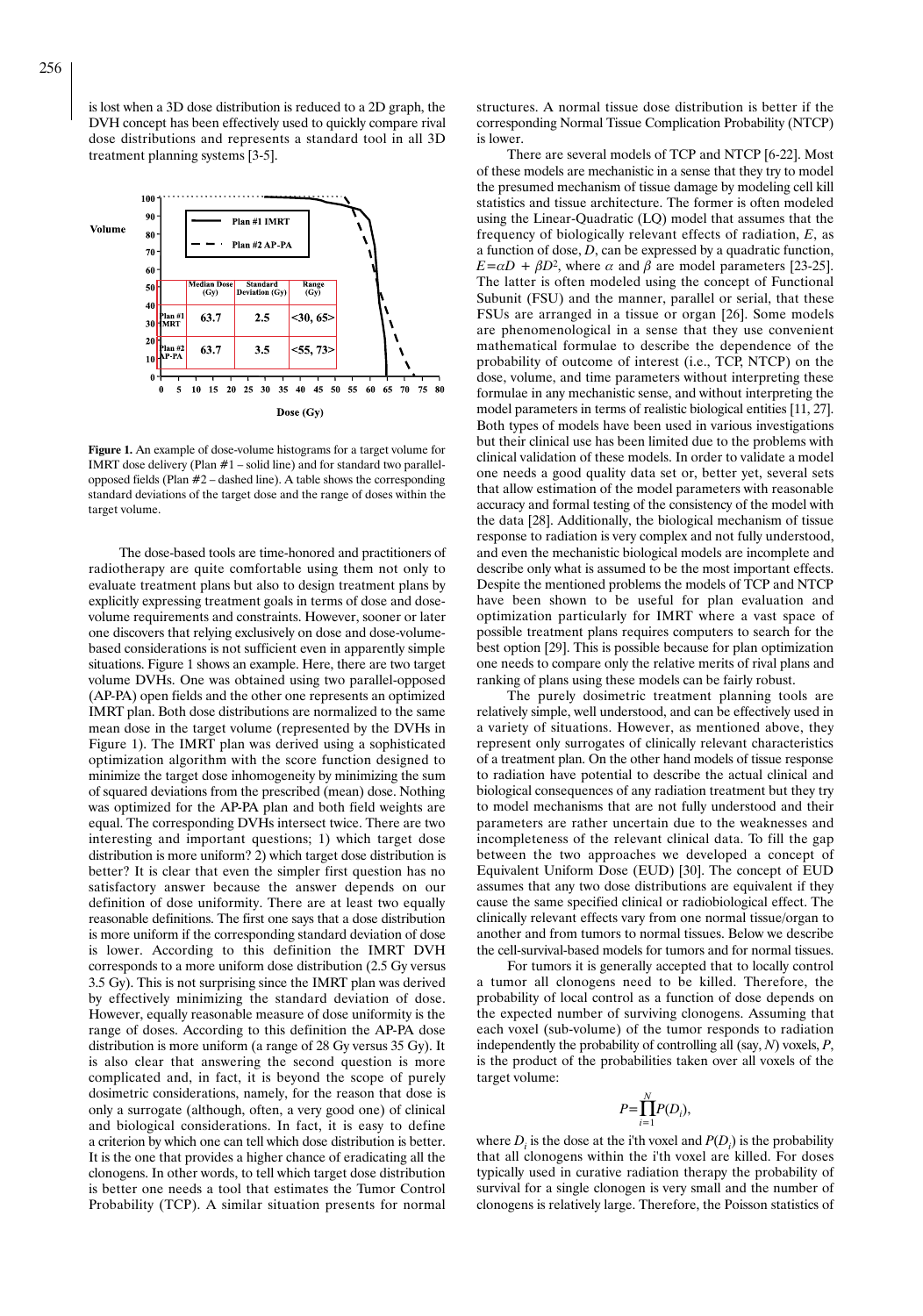is lost when a 3D dose distribution is reduced to a 2D graph, the DVH concept has been effectively used to quickly compare rival dose distributions and represents a standard tool in all 3D treatment planning systems [3-5].

| | Median Dose (Gy) | Standard Deviation (Gy) | Range (Gy) |
|---|---|---|---|
| Plan #1 IMRT | 63.7 | 2.5 | <30, 65> |
| Plan #2 AP-PA | 63.7 | 3.5 | <55, 73> |

**Figure 1.** An example of dose-volume histograms for a target volume for IMRT dose delivery (Plan #1 – solid line) and for standard two parallel-opposed fields (Plan #2 – dashed line). A table shows the corresponding standard deviations of the target dose and the range of doses within the target volume.

The dose-based tools are time-honored and practitioners of radiotherapy are quite comfortable using them not only to evaluate treatment plans but also to design treatment plans by explicitly expressing treatment goals in terms of dose and dose-volume requirements and constraints. However, sooner or later one discovers that relying exclusively on dose and dose-volume-based considerations is not sufficient even in apparently simple situations. Figure 1 shows an example. Here, there are two target volume DVHs. One was obtained using two parallel-opposed (AP-PA) open fields and the other one represents an optimized IMRT plan. Both dose distributions are normalized to the same mean dose in the target volume (represented by the DVHs in Figure 1). The IMRT plan was derived using a sophisticated optimization algorithm with the score function designed to minimize the target dose inhomogeneity by minimizing the sum of squared deviations from the prescribed (mean) dose. Nothing was optimized for the AP-PA plan and both field weights are equal. The corresponding DVHs intersect twice. There are two interesting and important questions; 1) which target dose distribution is more uniform? 2) which target dose distribution is better? It is clear that even the simpler first question has no satisfactory answer because the answer depends on our definition of dose uniformity. There are at least two equally reasonable definitions. The first one says that a dose distribution is more uniform if the corresponding standard deviation of dose is lower. According to this definition the IMRT DVH corresponds to a more uniform dose distribution (2.5 Gy versus 3.5 Gy). This is not surprising since the IMRT plan was derived by effectively minimizing the standard deviation of dose. However, equally reasonable measure of dose uniformity is the range of doses. According to this definition the AP-PA dose distribution is more uniform (a range of 28 Gy versus 35 Gy). It is also clear that answering the second question is more complicated and, in fact, it is beyond the scope of purely dosimetric considerations, namely, for the reason that dose is only a surrogate (although, often, a very good one) of clinical and biological considerations. In fact, it is easy to define a criterion by which one can tell which dose distribution is better. It is the one that provides a higher chance of eradicating all the clonogens. In other words, to tell which target dose distribution is better one needs a tool that estimates the Tumor Control Probability (TCP). A similar situation presents for normal structures. A normal tissue dose distribution is better if the corresponding Normal Tissue Complication Probability (NTCP) is lower.

There are several models of TCP and NTCP [6-22]. Most of these models are mechanistic in a sense that they try to model the presumed mechanism of tissue damage by modeling cell kill statistics and tissue architecture. The former is often modeled using the Linear-Quadratic (LQ) model that assumes that the frequency of biologically relevant effects of radiation, $E$, as a function of dose, $D$, can be expressed by a quadratic function, $E=\alpha D + \beta D^2$, where $\alpha$ and $\beta$ are model parameters [23-25]. The latter is often modeled using the concept of Functional Subunit (FSU) and the manner, parallel or serial, that these FSUs are arranged in a tissue or organ [26]. Some models are phenomenological in a sense that they use convenient mathematical formulae to describe the dependence of the probability of outcome of interest (i.e., TCP, NTCP) on the dose, volume, and time parameters without interpreting these formulae in any mechanistic sense, and without interpreting the model parameters in terms of realistic biological entities [11, 27]. Both types of models have been used in various investigations but their clinical use has been limited due to the problems with clinical validation of these models. In order to validate a model one needs a good quality data set or, better yet, several sets that allow estimation of the model parameters with reasonable accuracy and formal testing of the consistency of the model with the data [28]. Additionally, the biological mechanism of tissue response to radiation is very complex and not fully understood, and even the mechanistic biological models are incomplete and describe only what is assumed to be the most important effects. Despite the mentioned problems the models of TCP and NTCP have been shown to be useful for plan evaluation and optimization particularly for IMRT where a vast space of possible treatment plans requires computers to search for the best option [29]. This is possible because for plan optimization one needs to compare only the relative merits of rival plans and ranking of plans using these models can be fairly robust.

The purely dosimetric treatment planning tools are relatively simple, well understood, and can be effectively used in a variety of situations. However, as mentioned above, they represent only surrogates of clinically relevant characteristics of a treatment plan. On the other hand models of tissue response to radiation have potential to describe the actual clinical and biological consequences of any radiation treatment but they try to model mechanisms that are not fully understood and their parameters are rather uncertain due to the weaknesses and incompleteness of the relevant clinical data. To fill the gap between the two approaches we developed a concept of Equivalent Uniform Dose (EUD) [30]. The concept of EUD assumes that any two dose distributions are equivalent if they cause the same specified clinical or radiobiological effect. The clinically relevant effects vary from one normal tissue/organ to another and from tumors to normal tissues. Below we describe the cell-survival-based models for tumors and for normal tissues.

For tumors it is generally accepted that to locally control a tumor all clonogens need to be killed. Therefore, the probability of local control as a function of dose depends on the expected number of surviving clonogens. Assuming that each voxel (sub-volume) of the tumor responds to radiation independently the probability of controlling all (say, $N$) voxels, $P$, is the product of the probabilities taken over all voxels of the target volume:

$$P=\prod_{i=1}^{N} P(D_i),$$

where $D_i$ is the dose at the i'th voxel and $P(D_i)$ is the probability that all clonogens within the i'th voxel are killed. For doses typically used in curative radiation therapy the probability of survival for a single clonogen is very small and the number of clonogens is relatively large. Therefore, the Poisson statistics of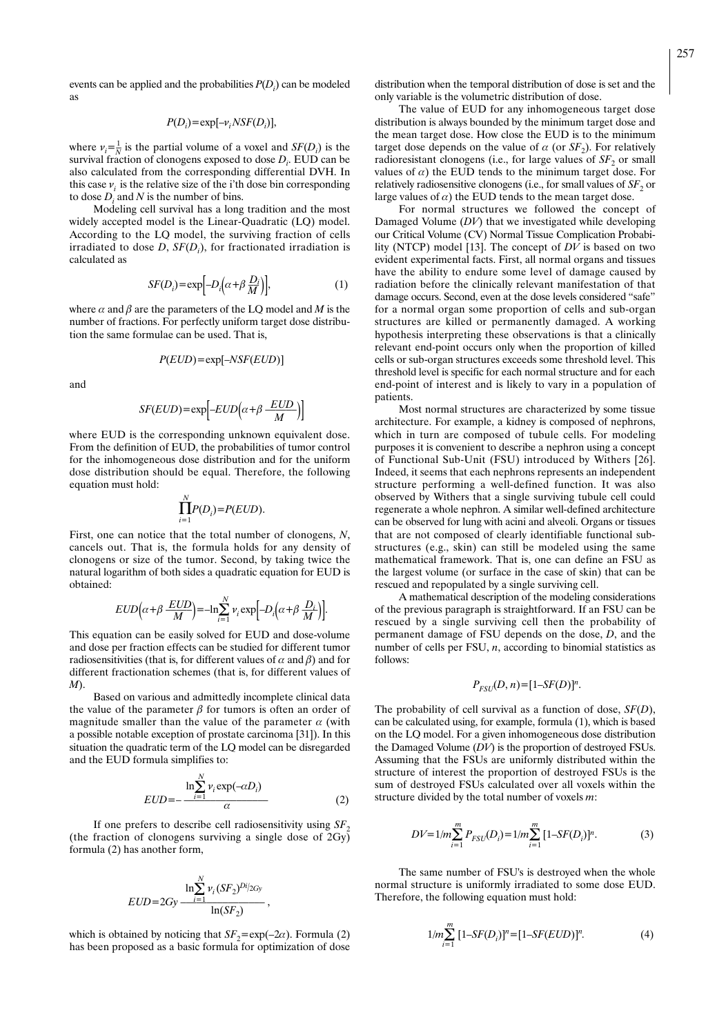events can be applied and the probabilities $P(D_i)$ can be modeled as

$$P(D_i)=\exp[-\nu_i NSF(D_i)],$$

where $\nu_i=\frac{1}{N}$ is the partial volume of a voxel and $SF(D_i)$ is the survival fraction of clonogens exposed to dose $D_i$. EUD can be also calculated from the corresponding differential DVH. In this case $\nu_i$ is the relative size of the i'th dose bin corresponding to dose $D_i$ and $N$ is the number of bins.

Modeling cell survival has a long tradition and the most widely accepted model is the Linear-Quadratic (LQ) model. According to the LQ model, the surviving fraction of cells irradiated to dose $D$, $SF(D_i)$, for fractionated irradiation is calculated as

$$SF(D_i)=\exp\left[-D_i\left(\alpha+\beta\frac{D_i}{M}\right)\right], \tag{1}$$

where $\alpha$ and $\beta$ are the parameters of the LQ model and $M$ is the number of fractions. For perfectly uniform target dose distribution the same formulae can be used. That is,

$$P(EUD)=\exp[-NSF(EUD)]$$

and

$$SF(EUD)=\exp\left[-EUD\left(\alpha+\beta\frac{EUD}{M}\right)\right]$$

where EUD is the corresponding unknown equivalent dose. From the definition of EUD, the probabilities of tumor control for the inhomogeneous dose distribution and for the uniform dose distribution should be equal. Therefore, the following equation must hold:

$$\prod_{i=1}^{N}P(D_i)=P(EUD).$$

First, one can notice that the total number of clonogens, $N$, cancels out. That is, the formula holds for any density of clonogens or size of the tumor. Second, by taking twice the natural logarithm of both sides a quadratic equation for EUD is obtained:

$$EUD\left(\alpha+\beta\frac{EUD}{M}\right)=-\ln\sum_{i=1}^{N}\nu_i\exp\left[-D_i\left(\alpha+\beta\frac{D_i}{M}\right)\right].$$

This equation can be easily solved for EUD and dose-volume and dose per fraction effects can be studied for different tumor radiosensitivities (that is, for different values of $\alpha$ and $\beta$) and for different fractionation schemes (that is, for different values of $M$).

Based on various and admittedly incomplete clinical data the value of the parameter $\beta$ for tumors is often an order of magnitude smaller than the value of the parameter $\alpha$ (with a possible notable exception of prostate carcinoma [31]). In this situation the quadratic term of the LQ model can be disregarded and the EUD formula simplifies to:

$$EUD=-\frac{\ln\sum_{i=1}^{N}\nu_i\exp(-\alpha D_i)}{\alpha} \tag{2}$$

If one prefers to describe cell radiosensitivity using $SF_2$ (the fraction of clonogens surviving a single dose of 2Gy) formula (2) has another form,

$$EUD=2Gy\,\frac{\ln\sum_{i=1}^{N}\nu_i(SF_2)^{D_i/2Gy}}{\ln(SF_2)},$$

which is obtained by noticing that $SF_2=\exp(-2\alpha)$. Formula (2) has been proposed as a basic formula for optimization of dose distribution when the temporal distribution of dose is set and the only variable is the volumetric distribution of dose.

The value of EUD for any inhomogeneous target dose distribution is always bounded by the minimum target dose and the mean target dose. How close the EUD is to the minimum target dose depends on the value of $\alpha$ (or $SF_2$). For relatively radioresistant clonogens (i.e., for large values of $SF_2$ or small values of $\alpha$) the EUD tends to the minimum target dose. For relatively radiosensitive clonogens (i.e., for small values of $SF_2$ or large values of $\alpha$) the EUD tends to the mean target dose.

For normal structures we followed the concept of Damaged Volume ($DV$) that we investigated while developing our Critical Volume (CV) Normal Tissue Complication Probability (NTCP) model [13]. The concept of $DV$ is based on two evident experimental facts. First, all normal organs and tissues have the ability to endure some level of damage caused by radiation before the clinically relevant manifestation of that damage occurs. Second, even at the dose levels considered "safe" for a normal organ some proportion of cells and sub-organ structures are killed or permanently damaged. A working hypothesis interpreting these observations is that a clinically relevant end-point occurs only when the proportion of killed cells or sub-organ structures exceeds some threshold level. This threshold level is specific for each normal structure and for each end-point of interest and is likely to vary in a population of patients.

Most normal structures are characterized by some tissue architecture. For example, a kidney is composed of nephrons, which in turn are composed of tubule cells. For modeling purposes it is convenient to describe a nephron using a concept of Functional Sub-Unit (FSU) introduced by Withers [26]. Indeed, it seems that each nephrons represents an independent structure performing a well-defined function. It was also observed by Withers that a single surviving tubule cell could regenerate a whole nephron. A similar well-defined architecture can be observed for lung with acini and alveoli. Organs or tissues that are not composed of clearly identifiable functional sub-structures (e.g., skin) can still be modeled using the same mathematical framework. That is, one can define an FSU as the largest volume (or surface in the case of skin) that can be rescued and repopulated by a single surviving cell.

A mathematical description of the modeling considerations of the previous paragraph is straightforward. If an FSU can be rescued by a single surviving cell then the probability of permanent damage of FSU depends on the dose, $D$, and the number of cells per FSU, $n$, according to binomial statistics as follows:

$$P_{FSU}(D,n)=[1-SF(D)]^n.$$

The probability of cell survival as a function of dose, $SF(D)$, can be calculated using, for example, formula (1), which is based on the LQ model. For a given inhomogeneous dose distribution the Damaged Volume ($DV$) is the proportion of destroyed FSUs. Assuming that the FSUs are uniformly distributed within the structure of interest the proportion of destroyed FSUs is the sum of destroyed FSUs calculated over all voxels within the structure divided by the total number of voxels $m$:

$$DV=1/m\sum_{i=1}^{m}P_{FSU}(D_i)=1/m\sum_{i=1}^{m}[1-SF(D_i)]^n. \tag{3}$$

The same number of FSU's is destroyed when the whole normal structure is uniformly irradiated to some dose EUD. Therefore, the following equation must hold:

$$1/m\sum_{i=1}^{m}[1-SF(D_i)]^n=[1-SF(EUD)]^n. \tag{4}$$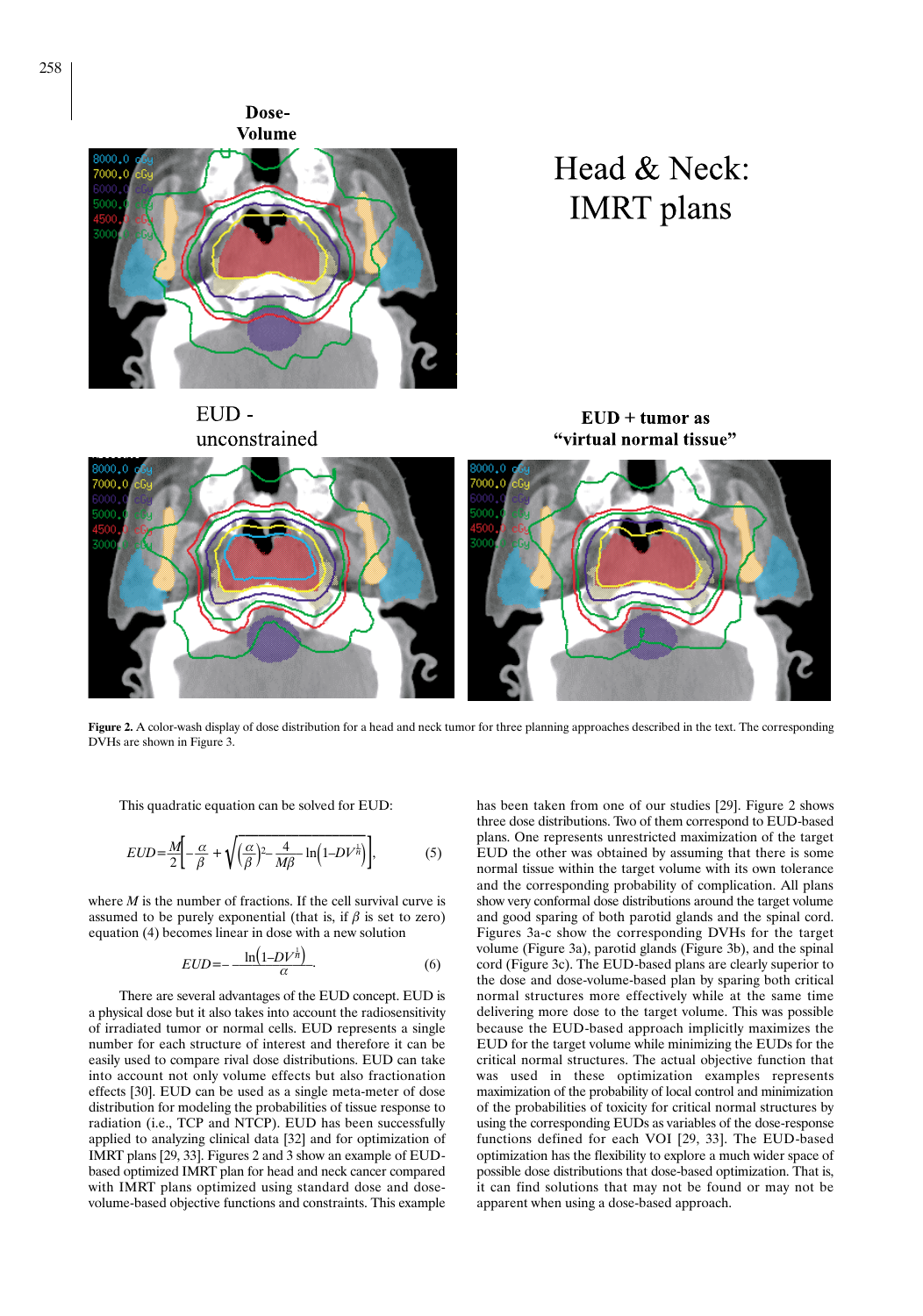Figure 2. A color-wash display of dose distribution for a head and neck tumor for three planning approaches described in the text. The corresponding DVHs are shown in Figure 3.

This quadratic equation can be solved for EUD:

$$EUD = \frac{M}{2}\left[-\frac{\alpha}{\beta} + \sqrt{\left(\frac{\alpha}{\beta}\right)^2 - \frac{4}{M\beta}\ln\left(1-DV^{\frac{1}{n}}\right)}\right], \qquad (5)$$

where $M$ is the number of fractions. If the cell survival curve is assumed to be purely exponential (that is, if $\beta$ is set to zero) equation (4) becomes linear in dose with a new solution

$$EUD = -\frac{\ln\left(1-DV^{\frac{1}{n}}\right)}{\alpha}. \qquad (6)$$

There are several advantages of the EUD concept. EUD is a physical dose but it also takes into account the radiosensitivity of irradiated tumor or normal cells. EUD represents a single number for each structure of interest and therefore it can be easily used to compare rival dose distributions. EUD can take into account not only volume effects but also fractionation effects [30]. EUD can be used as a single meta-meter of dose distribution for modeling the probabilities of tissue response to radiation (i.e., TCP and NTCP). EUD has been successfully applied to analyzing clinical data [32] and for optimization of IMRT plans [29, 33]. Figures 2 and 3 show an example of EUD-based optimized IMRT plan for head and neck cancer compared with IMRT plans optimized using standard dose and dose-volume-based objective functions and constraints. This example has been taken from one of our studies [29]. Figure 2 shows three dose distributions. Two of them correspond to EUD-based plans. One represents unrestricted maximization of the target EUD the other was obtained by assuming that there is some normal tissue within the target volume with its own tolerance and the corresponding probability of complication. All plans show very conformal dose distributions around the target volume and good sparing of both parotid glands and the spinal cord. Figures 3a-c show the corresponding DVHs for the target volume (Figure 3a), parotid glands (Figure 3b), and the spinal cord (Figure 3c). The EUD-based plans are clearly superior to the dose and dose-volume-based plan by sparing both critical normal structures more effectively while at the same time delivering more dose to the target volume. This was possible because the EUD-based approach implicitly maximizes the EUD for the target volume while minimizing the EUDs for the critical normal structures. The actual objective function that was used in these optimization examples represents maximization of the probability of local control and minimization of the probabilities of toxicity for critical normal structures by using the corresponding EUDs as variables of the dose-response functions defined for each VOI [29, 33]. The EUD-based optimization has the flexibility to explore a much wider space of possible dose distributions that dose-based optimization. That is, it can find solutions that may not be found or may not be apparent when using a dose-based approach.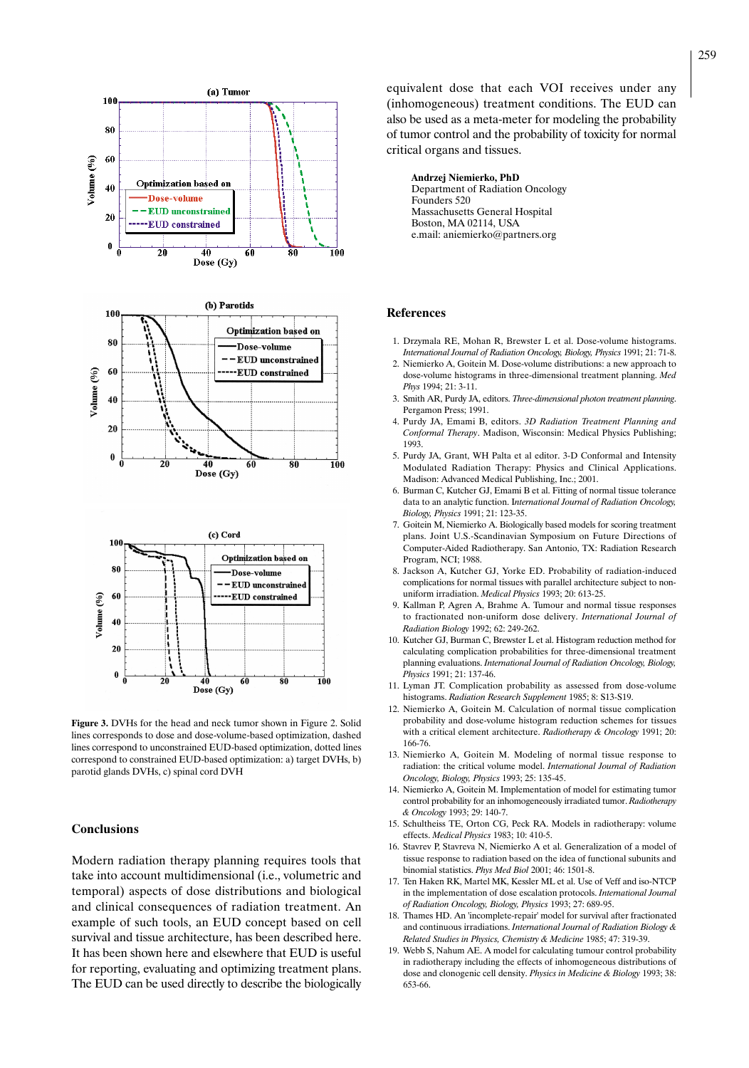**Figure 3.** DVHs for the head and neck tumor shown in Figure 2. Solid lines corresponds to dose and dose-volume-based optimization, dashed lines correspond to unconstrained EUD-based optimization, dotted lines correspond to constrained EUD-based optimization: a) target DVHs, b) parotid glands DVHs, c) spinal cord DVH

## Conclusions

Modern radiation therapy planning requires tools that take into account multidimensional (i.e., volumetric and temporal) aspects of dose distributions and biological and clinical consequences of radiation treatment. An example of such tools, an EUD concept based on cell survival and tissue architecture, has been described here. It has been shown here and elsewhere that EUD is useful for reporting, evaluating and optimizing treatment plans. The EUD can be used directly to describe the biologically equivalent dose that each VOI receives under any (inhomogeneous) treatment conditions. The EUD can also be used as a meta-meter for modeling the probability of tumor control and the probability of toxicity for normal critical organs and tissues.

**Andrzej Niemierko, PhD**
Department of Radiation Oncology
Founders 520
Massachusetts General Hospital
Boston, MA 02114, USA
e.mail: aniemierko@partners.org

## References

1. Drzymala RE, Mohan R, Brewster L et al. Dose-volume histograms. *International Journal of Radiation Oncology, Biology, Physics* 1991; 21: 71-8.
2. Niemierko A, Goitein M. Dose-volume distributions: a new approach to dose-volume histograms in three-dimensional treatment planning. *Med Phys* 1994; 21: 3-11.
3. Smith AR, Purdy JA, editors. *Three-dimensional photon treatment planning*. Pergamon Press; 1991.
4. Purdy JA, Emami B, editors. *3D Radiation Treatment Planning and Conformal Therapy*. Madison, Wisconsin: Medical Physics Publishing; 1993.
5. Purdy JA, Grant, WH Palta et al editor. 3-D Conformal and Intensity Modulated Radiation Therapy: Physics and Clinical Applications. Madison: Advanced Medical Publishing, Inc.; 2001.
6. Burman C, Kutcher GJ, Emami B et al. Fitting of normal tissue tolerance data to an analytic function. *International Journal of Radiation Oncology, Biology, Physics* 1991; 21: 123-35.
7. Goitein M, Niemierko A. Biologically based models for scoring treatment plans. Joint U.S.-Scandinavian Symposium on Future Directions of Computer-Aided Radiotherapy. San Antonio, TX: Radiation Research Program, NCI; 1988.
8. Jackson A, Kutcher GJ, Yorke ED. Probability of radiation-induced complications for normal tissues with parallel architecture subject to non-uniform irradiation. *Medical Physics* 1993; 20: 613-25.
9. Kallman P, Agren A, Brahme A. Tumour and normal tissue responses to fractionated non-uniform dose delivery. *International Journal of Radiation Biology* 1992; 62: 249-262.
10. Kutcher GJ, Burman C, Brewster L et al. Histogram reduction method for calculating complication probabilities for three-dimensional treatment planning evaluations. *International Journal of Radiation Oncology, Biology, Physics* 1991; 21: 137-46.
11. Lyman JT. Complication probability as assessed from dose-volume histograms. *Radiation Research Supplement* 1985; 8: S13-S19.
12. Niemierko A, Goitein M. Calculation of normal tissue complication probability and dose-volume histogram reduction schemes for tissues with a critical element architecture. *Radiotherapy & Oncology* 1991; 20: 166-76.
13. Niemierko A, Goitein M. Modeling of normal tissue response to radiation: the critical volume model. *International Journal of Radiation Oncology, Biology, Physics* 1993; 25: 135-45.
14. Niemierko A, Goitein M. Implementation of model for estimating tumor control probability for an inhomogeneously irradiated tumor. *Radiotherapy & Oncology* 1993; 29: 140-7.
15. Schultheiss TE, Orton CG, Peck RA. Models in radiotherapy: volume effects. *Medical Physics* 1983; 10: 410-5.
16. Stavrev P, Stavreva N, Niemierko A et al. Generalization of a model of tissue response to radiation based on the idea of functional subunits and binomial statistics. *Phys Med Biol* 2001; 46: 1501-8.
17. Ten Haken RK, Martel MK, Kessler ML et al. Use of Veff and iso-NTCP in the implementation of dose escalation protocols. *International Journal of Radiation Oncology, Biology, Physics* 1993; 27: 689-95.
18. Thames HD. An 'incomplete-repair' model for survival after fractionated and continuous irradiations. *International Journal of Radiation Biology & Related Studies in Physics, Chemistry & Medicine* 1985; 47: 319-39.
19. Webb S, Nahum AE. A model for calculating tumour control probability in radiotherapy including the effects of inhomogeneous distributions of dose and clonogenic cell density. *Physics in Medicine & Biology* 1993; 38: 653-66.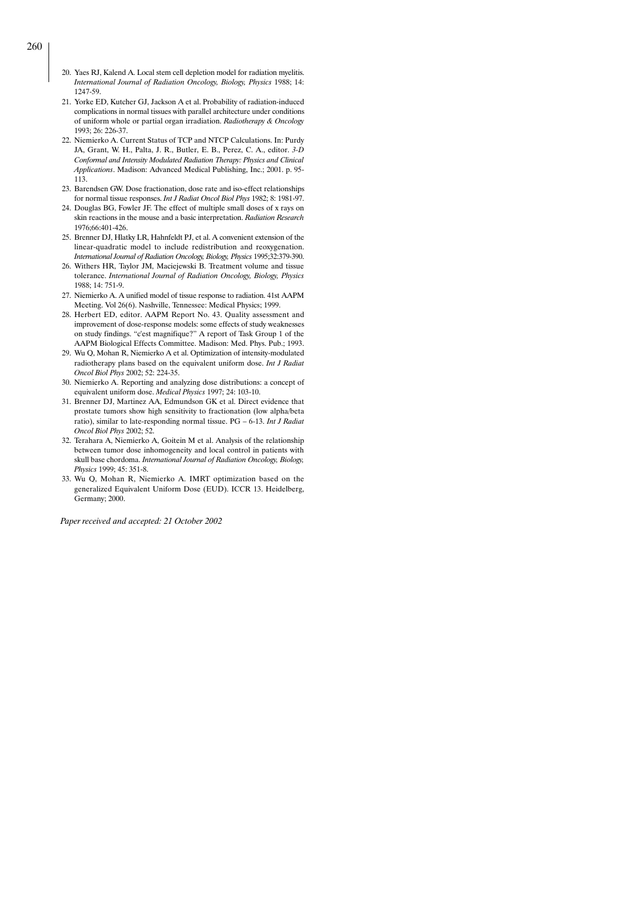20. Yaes RJ, Kalend A. Local stem cell depletion model for radiation myelitis. *International Journal of Radiation Oncology, Biology, Physics* 1988; 14: 1247-59.
21. Yorke ED, Kutcher GJ, Jackson A et al. Probability of radiation-induced complications in normal tissues with parallel architecture under conditions of uniform whole or partial organ irradiation. *Radiotherapy & Oncology* 1993; 26: 226-37.
22. Niemierko A. Current Status of TCP and NTCP Calculations. In: Purdy JA, Grant, W. H., Palta, J. R., Butler, E. B., Perez, C. A., editor. *3-D Conformal and Intensity Modulated Radiation Therapy: Physics and Clinical Applications*. Madison: Advanced Medical Publishing, Inc.; 2001. p. 95-113.
23. Barendsen GW. Dose fractionation, dose rate and iso-effect relationships for normal tissue responses. *Int J Radiat Oncol Biol Phys* 1982; 8: 1981-97.
24. Douglas BG, Fowler JF. The effect of multiple small doses of x rays on skin reactions in the mouse and a basic interpretation. *Radiation Research* 1976;66:401-426.
25. Brenner DJ, Hlatky LR, Hahnfeldt PJ, et al. A convenient extension of the linear-quadratic model to include redistribution and reoxygenation. *International Journal of Radiation Oncology, Biology, Physics* 1995;32:379-390.
26. Withers HR, Taylor JM, Maciejewski B. Treatment volume and tissue tolerance. *International Journal of Radiation Oncology, Biology, Physics* 1988; 14: 751-9.
27. Niemierko A. A unified model of tissue response to radiation. 41st AAPM Meeting. Vol 26(6). Nashville, Tennessee: Medical Physics; 1999.
28. Herbert ED, editor. AAPM Report No. 43. Quality assessment and improvement of dose-response models: some effects of study weaknesses on study findings. "c'est magnifique?" A report of Task Group 1 of the AAPM Biological Effects Committee. Madison: Med. Phys. Pub.; 1993.
29. Wu Q, Mohan R, Niemierko A et al. Optimization of intensity-modulated radiotherapy plans based on the equivalent uniform dose. *Int J Radiat Oncol Biol Phys* 2002; 52: 224-35.
30. Niemierko A. Reporting and analyzing dose distributions: a concept of equivalent uniform dose. *Medical Physics* 1997; 24: 103-10.
31. Brenner DJ, Martinez AA, Edmundson GK et al. Direct evidence that prostate tumors show high sensitivity to fractionation (low alpha/beta ratio), similar to late-responding normal tissue. PG – 6-13. *Int J Radiat Oncol Biol Phys* 2002; 52.
32. Terahara A, Niemierko A, Goitein M et al. Analysis of the relationship between tumor dose inhomogeneity and local control in patients with skull base chordoma. *International Journal of Radiation Oncology, Biology, Physics* 1999; 45: 351-8.
33. Wu Q, Mohan R, Niemierko A. IMRT optimization based on the generalized Equivalent Uniform Dose (EUD). ICCR 13. Heidelberg, Germany; 2000.

*Paper received and accepted: 21 October 2002*